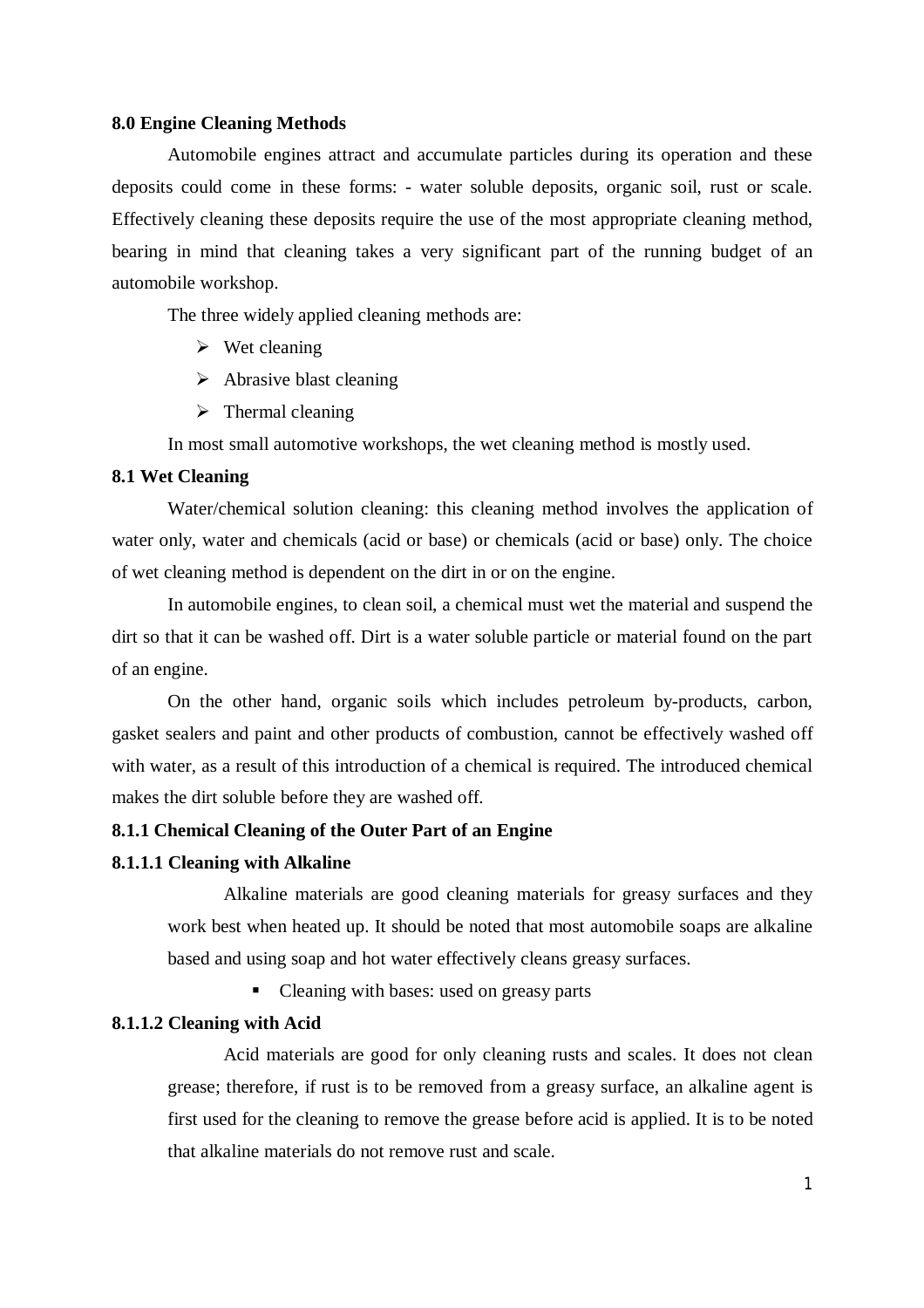## 8.0 Engine Cleaning Methods

Automobile engines attract and accumulate particles during its operation and these deposits could come in these forms: - water soluble deposits, organic soil, rust or scale. Effectively cleaning these deposits require the use of the most appropriate cleaning method, bearing in mind that cleaning takes a very significant part of the running budget of an automobile workshop.

The three widely applied cleaning methods are:

- Wet cleaning
- Abrasive blast cleaning
- Thermal cleaning

In most small automotive workshops, the wet cleaning method is mostly used.

### 8.1 Wet Cleaning

Water/chemical solution cleaning: this cleaning method involves the application of water only, water and chemicals (acid or base) or chemicals (acid or base) only. The choice of wet cleaning method is dependent on the dirt in or on the engine.

In automobile engines, to clean soil, a chemical must wet the material and suspend the dirt so that it can be washed off. Dirt is a water soluble particle or material found on the part of an engine.

On the other hand, organic soils which includes petroleum by-products, carbon, gasket sealers and paint and other products of combustion, cannot be effectively washed off with water, as a result of this introduction of a chemical is required. The introduced chemical makes the dirt soluble before they are washed off.

#### 8.1.1 Chemical Cleaning of the Outer Part of an Engine

##### 8.1.1.1 Cleaning with Alkaline

Alkaline materials are good cleaning materials for greasy surfaces and they work best when heated up. It should be noted that most automobile soaps are alkaline based and using soap and hot water effectively cleans greasy surfaces.

- Cleaning with bases: used on greasy parts

##### 8.1.1.2 Cleaning with Acid

Acid materials are good for only cleaning rusts and scales. It does not clean grease; therefore, if rust is to be removed from a greasy surface, an alkaline agent is first used for the cleaning to remove the grease before acid is applied. It is to be noted that alkaline materials do not remove rust and scale.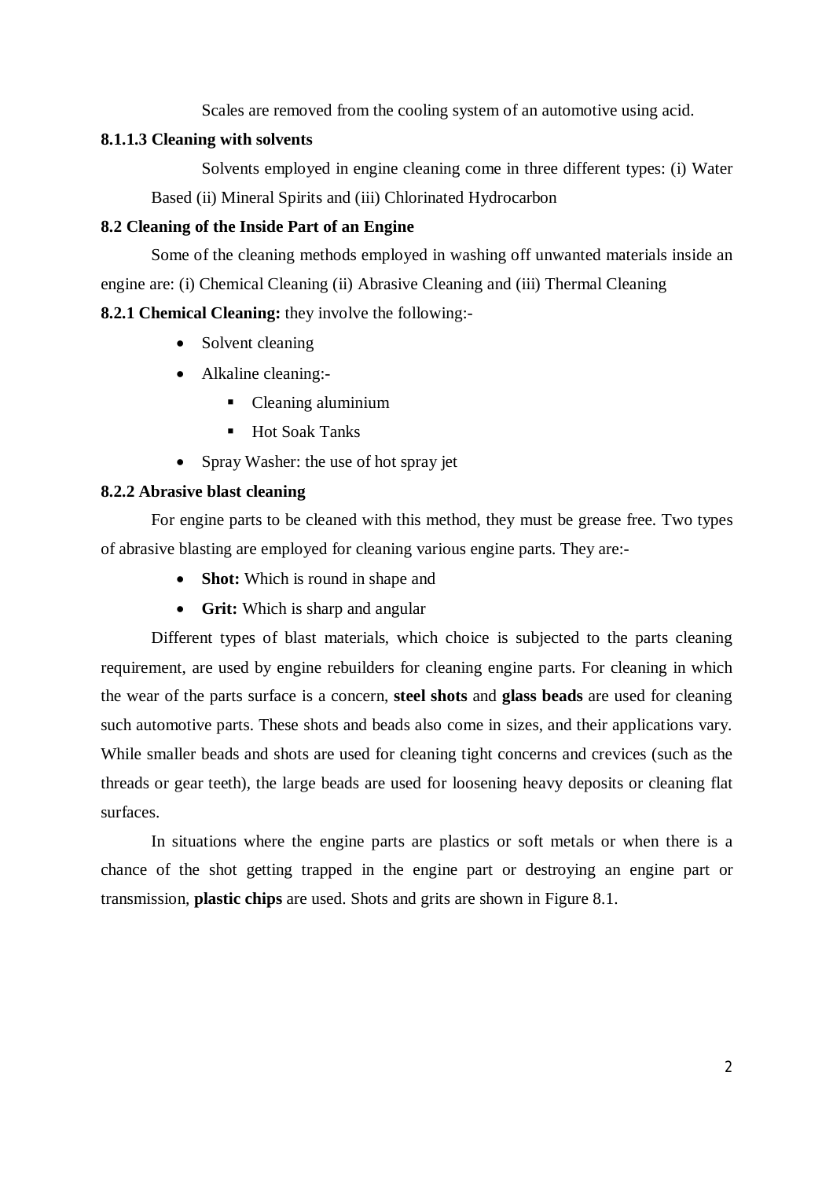Scales are removed from the cooling system of an automotive using acid.

#### 8.1.1.3 Cleaning with solvents

Solvents employed in engine cleaning come in three different types: (i) Water Based (ii) Mineral Spirits and (iii) Chlorinated Hydrocarbon

## 8.2 Cleaning of the Inside Part of an Engine

Some of the cleaning methods employed in washing off unwanted materials inside an engine are: (i) Chemical Cleaning (ii) Abrasive Cleaning and (iii) Thermal Cleaning

**8.2.1 Chemical Cleaning:** they involve the following:-

- Solvent cleaning
- Alkaline cleaning:-
  - Cleaning aluminium
  - Hot Soak Tanks
- Spray Washer: the use of hot spray jet

### 8.2.2 Abrasive blast cleaning

For engine parts to be cleaned with this method, they must be grease free. Two types of abrasive blasting are employed for cleaning various engine parts. They are:-

- **Shot:** Which is round in shape and
- **Grit:** Which is sharp and angular

Different types of blast materials, which choice is subjected to the parts cleaning requirement, are used by engine rebuilders for cleaning engine parts. For cleaning in which the wear of the parts surface is a concern, **steel shots** and **glass beads** are used for cleaning such automotive parts. These shots and beads also come in sizes, and their applications vary. While smaller beads and shots are used for cleaning tight concerns and crevices (such as the threads or gear teeth), the large beads are used for loosening heavy deposits or cleaning flat surfaces.

In situations where the engine parts are plastics or soft metals or when there is a chance of the shot getting trapped in the engine part or destroying an engine part or transmission, **plastic chips** are used. Shots and grits are shown in Figure 8.1.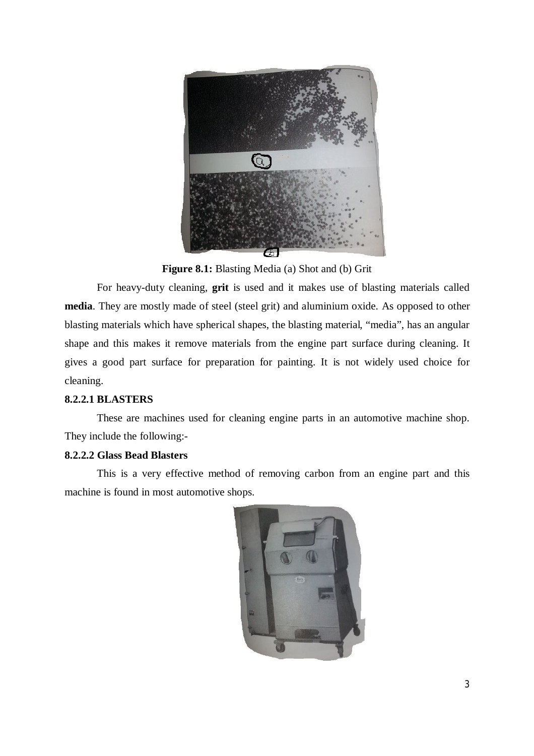**Figure 8.1:** Blasting Media (a) Shot and (b) Grit

For heavy-duty cleaning, **grit** is used and it makes use of blasting materials called **media**. They are mostly made of steel (steel grit) and aluminium oxide. As opposed to other blasting materials which have spherical shapes, the blasting material, "media", has an angular shape and this makes it remove materials from the engine part surface during cleaning. It gives a good part surface for preparation for painting. It is not widely used choice for cleaning.

#### 8.2.2.1 BLASTERS

These are machines used for cleaning engine parts in an automotive machine shop. They include the following:-

#### 8.2.2.2 Glass Bead Blasters

This is a very effective method of removing carbon from an engine part and this machine is found in most automotive shops.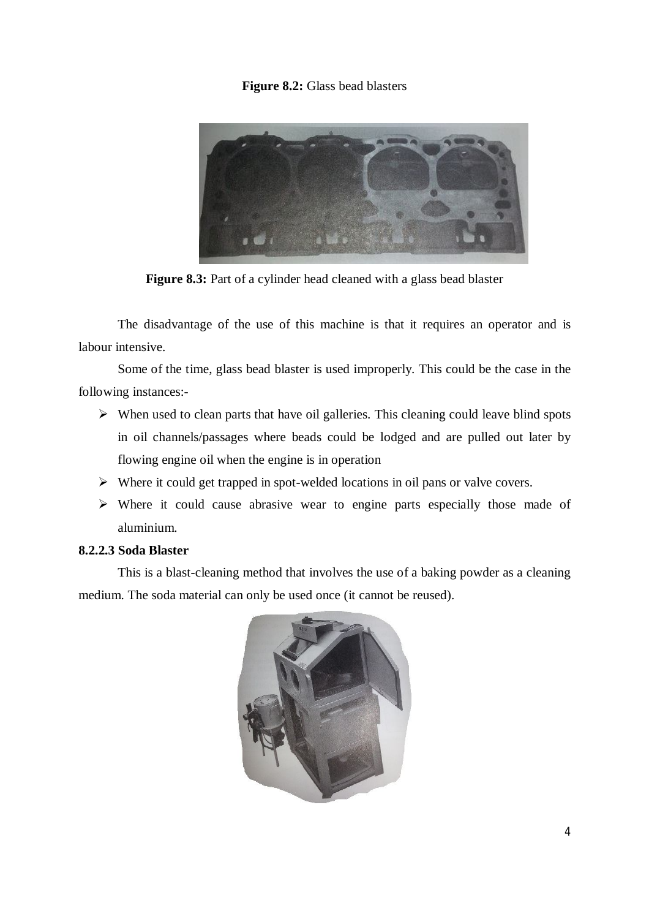**Figure 8.2:** Glass bead blasters

**Figure 8.3:** Part of a cylinder head cleaned with a glass bead blaster

The disadvantage of the use of this machine is that it requires an operator and is labour intensive.

Some of the time, glass bead blaster is used improperly. This could be the case in the following instances:-

- When used to clean parts that have oil galleries. This cleaning could leave blind spots in oil channels/passages where beads could be lodged and are pulled out later by flowing engine oil when the engine is in operation
- Where it could get trapped in spot-welded locations in oil pans or valve covers.
- Where it could cause abrasive wear to engine parts especially those made of aluminium.

#### 8.2.2.3 Soda Blaster

This is a blast-cleaning method that involves the use of a baking powder as a cleaning medium. The soda material can only be used once (it cannot be reused).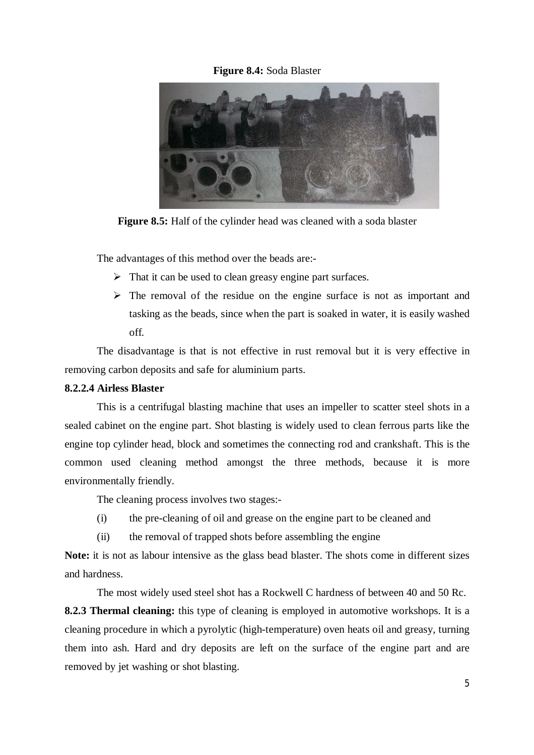**Figure 8.4:** Soda Blaster

**Figure 8.5:** Half of the cylinder head was cleaned with a soda blaster

The advantages of this method over the beads are:-

- That it can be used to clean greasy engine part surfaces.
- The removal of the residue on the engine surface is not as important and tasking as the beads, since when the part is soaked in water, it is easily washed off.

The disadvantage is that is not effective in rust removal but it is very effective in removing carbon deposits and safe for aluminium parts.

**8.2.2.4 Airless Blaster**

This is a centrifugal blasting machine that uses an impeller to scatter steel shots in a sealed cabinet on the engine part. Shot blasting is widely used to clean ferrous parts like the engine top cylinder head, block and sometimes the connecting rod and crankshaft. This is the common used cleaning method amongst the three methods, because it is more environmentally friendly.

The cleaning process involves two stages:-

(i) the pre-cleaning of oil and grease on the engine part to be cleaned and

(ii) the removal of trapped shots before assembling the engine

**Note:** it is not as labour intensive as the glass bead blaster. The shots come in different sizes and hardness.

The most widely used steel shot has a Rockwell C hardness of between 40 and 50 Rc.

**8.2.3 Thermal cleaning:** this type of cleaning is employed in automotive workshops. It is a cleaning procedure in which a pyrolytic (high-temperature) oven heats oil and greasy, turning them into ash. Hard and dry deposits are left on the surface of the engine part and are removed by jet washing or shot blasting.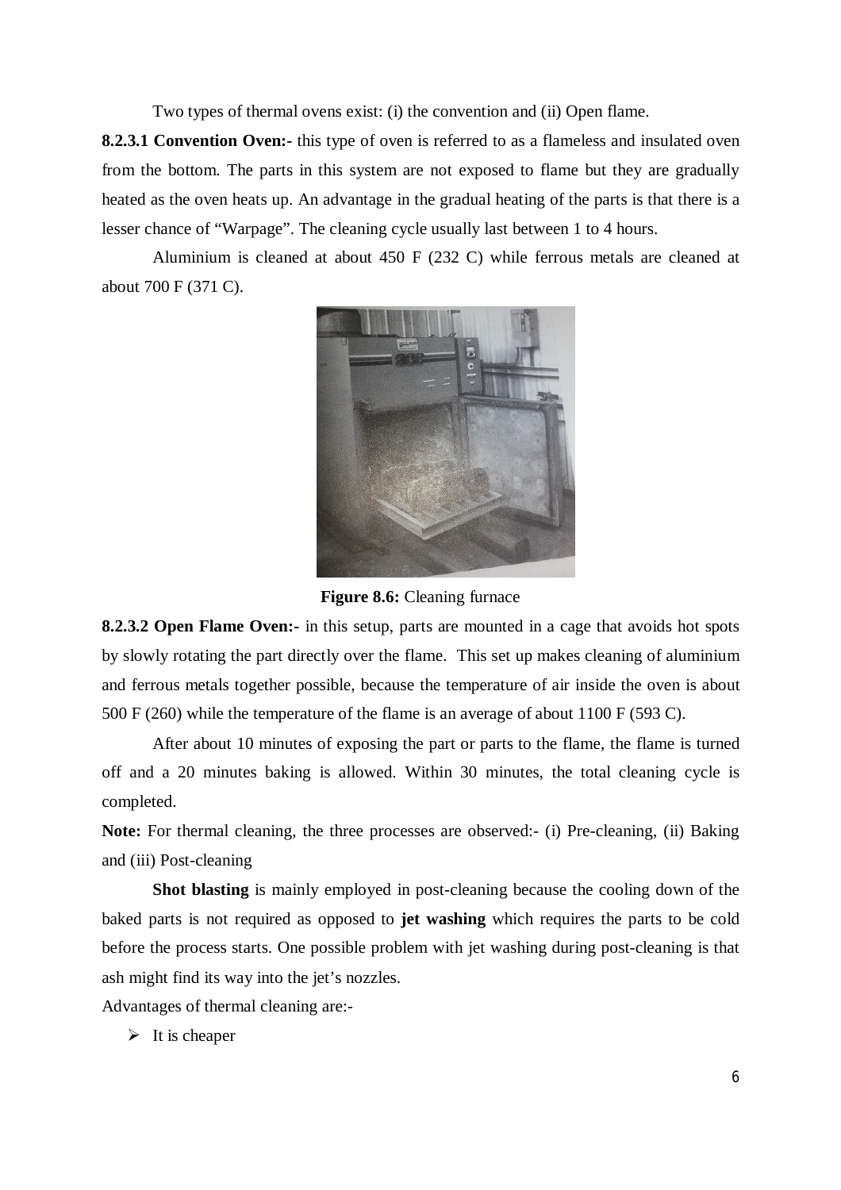Two types of thermal ovens exist: (i) the convention and (ii) Open flame.

**8.2.3.1 Convention Oven:-** this type of oven is referred to as a flameless and insulated oven from the bottom. The parts in this system are not exposed to flame but they are gradually heated as the oven heats up. An advantage in the gradual heating of the parts is that there is a lesser chance of "Warpage". The cleaning cycle usually last between 1 to 4 hours.

Aluminium is cleaned at about 450 F (232 C) while ferrous metals are cleaned at about 700 F (371 C).

**Figure 8.6:** Cleaning furnace

**8.2.3.2 Open Flame Oven:-** in this setup, parts are mounted in a cage that avoids hot spots by slowly rotating the part directly over the flame. This set up makes cleaning of aluminium and ferrous metals together possible, because the temperature of air inside the oven is about 500 F (260) while the temperature of the flame is an average of about 1100 F (593 C).

After about 10 minutes of exposing the part or parts to the flame, the flame is turned off and a 20 minutes baking is allowed. Within 30 minutes, the total cleaning cycle is completed.

**Note:** For thermal cleaning, the three processes are observed:- (i) Pre-cleaning, (ii) Baking and (iii) Post-cleaning

**Shot blasting** is mainly employed in post-cleaning because the cooling down of the baked parts is not required as opposed to **jet washing** which requires the parts to be cold before the process starts. One possible problem with jet washing during post-cleaning is that ash might find its way into the jet's nozzles.

Advantages of thermal cleaning are:-

- It is cheaper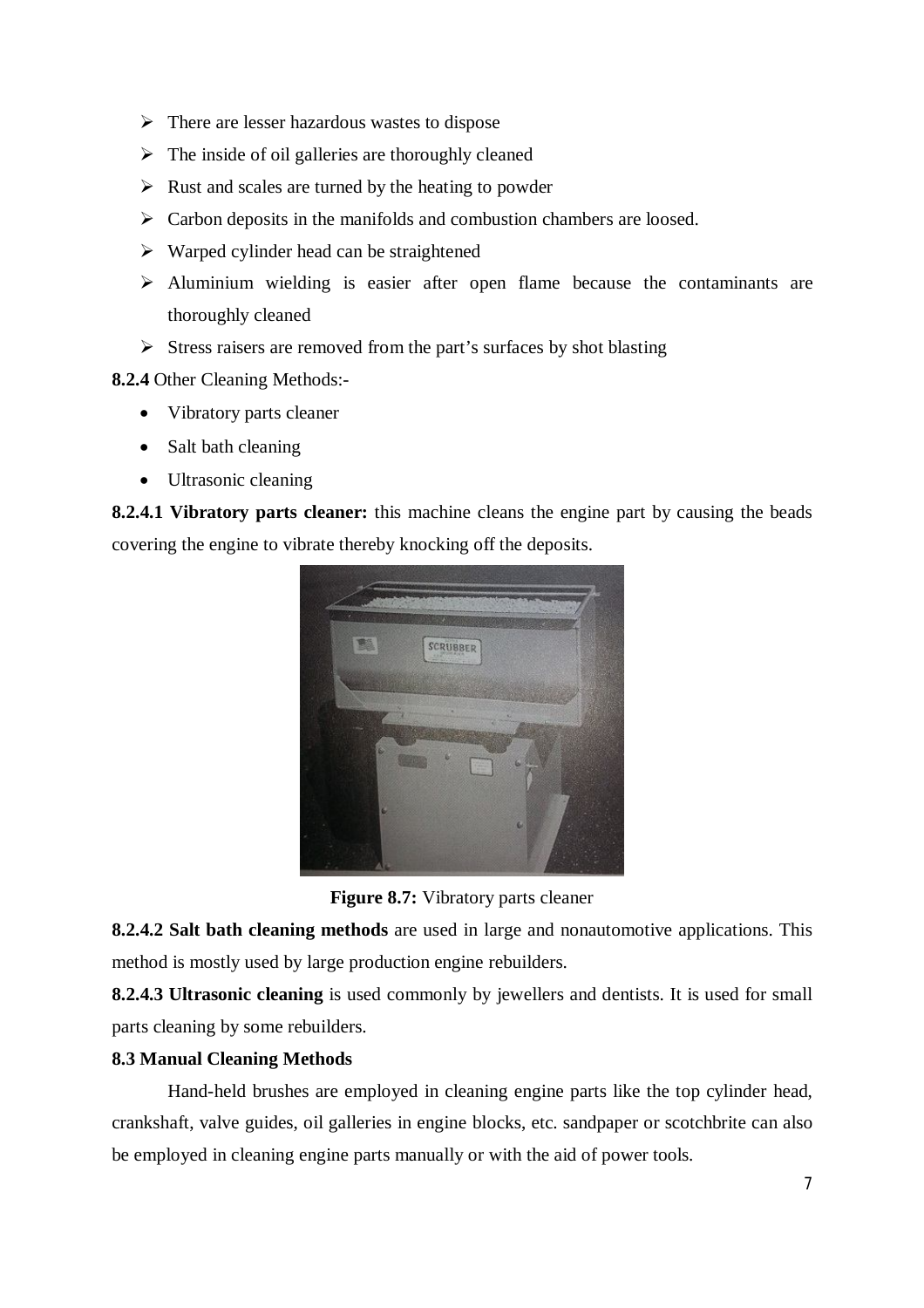- There are lesser hazardous wastes to dispose
- The inside of oil galleries are thoroughly cleaned
- Rust and scales are turned by the heating to powder
- Carbon deposits in the manifolds and combustion chambers are loosed.
- Warped cylinder head can be straightened
- Aluminium wielding is easier after open flame because the contaminants are thoroughly cleaned
- Stress raisers are removed from the part's surfaces by shot blasting

**8.2.4** Other Cleaning Methods:-

- Vibratory parts cleaner
- Salt bath cleaning
- Ultrasonic cleaning

**8.2.4.1 Vibratory parts cleaner:** this machine cleans the engine part by causing the beads covering the engine to vibrate thereby knocking off the deposits.

**Figure 8.7:** Vibratory parts cleaner

**8.2.4.2 Salt bath cleaning methods** are used in large and nonautomotive applications. This method is mostly used by large production engine rebuilders.

**8.2.4.3 Ultrasonic cleaning** is used commonly by jewellers and dentists. It is used for small parts cleaning by some rebuilders.

**8.3 Manual Cleaning Methods**

Hand-held brushes are employed in cleaning engine parts like the top cylinder head, crankshaft, valve guides, oil galleries in engine blocks, etc. sandpaper or scotchbrite can also be employed in cleaning engine parts manually or with the aid of power tools.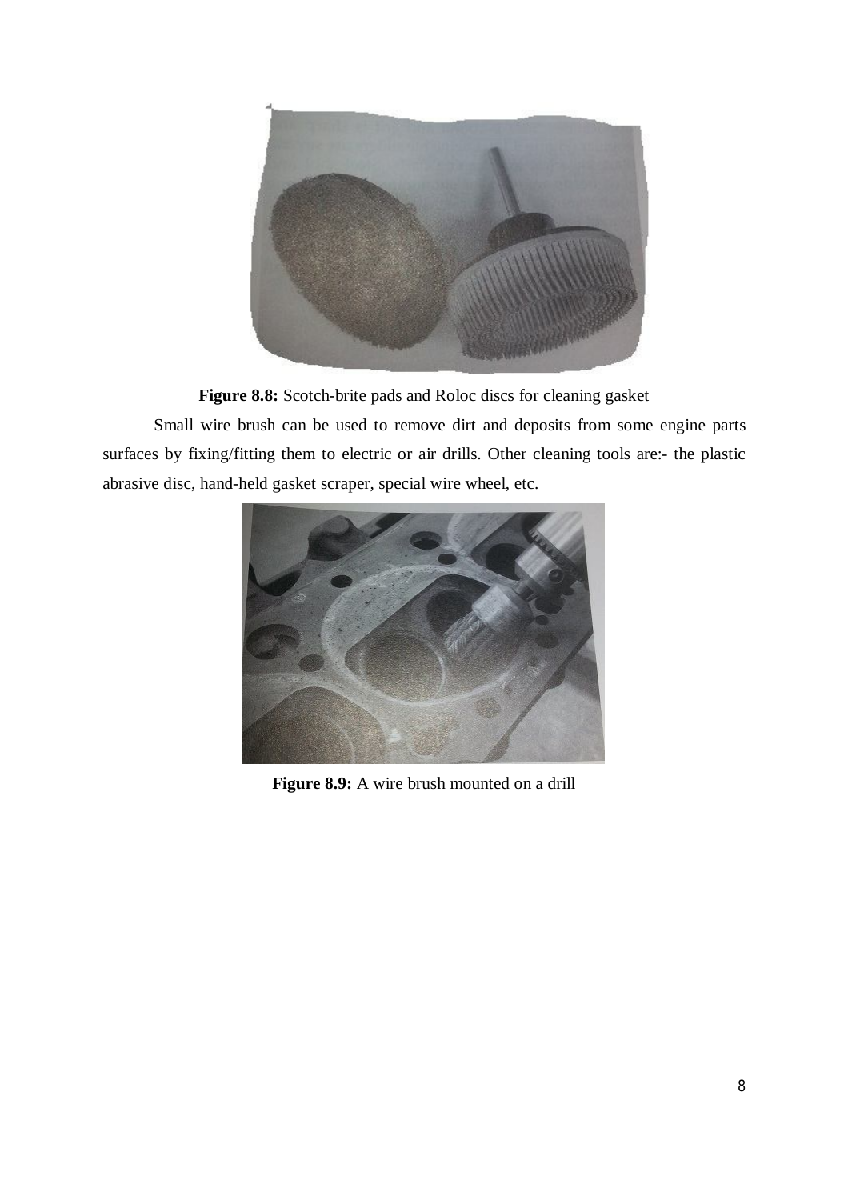**Figure 8.8:** Scotch-brite pads and Roloc discs for cleaning gasket

Small wire brush can be used to remove dirt and deposits from some engine parts surfaces by fixing/fitting them to electric or air drills. Other cleaning tools are:- the plastic abrasive disc, hand-held gasket scraper, special wire wheel, etc.

**Figure 8.9:** A wire brush mounted on a drill